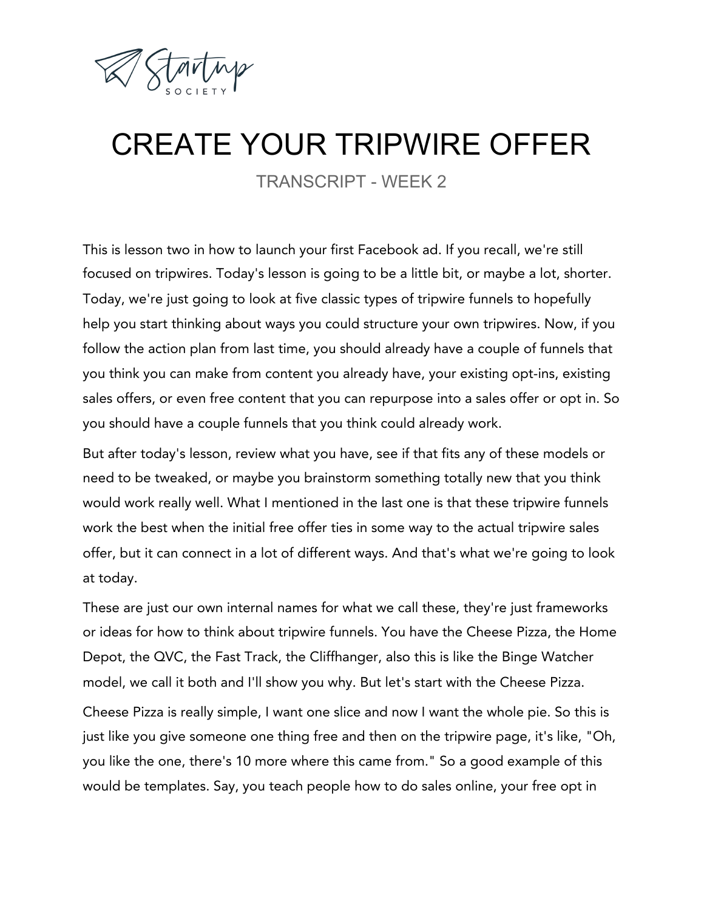# CREATE YOUR TRIPWIRE OFFER

TRANSCRIPT - WEEK 2

This is lesson two in how to launch your first Facebook ad. If you recall, we're still focused on tripwires. Today's lesson is going to be a little bit, or maybe a lot, shorter. Today, we're just going to look at five classic types of tripwire funnels to hopefully help you start thinking about ways you could structure your own tripwires. Now, if you follow the action plan from last time, you should already have a couple of funnels that you think you can make from content you already have, your existing opt-ins, existing sales offers, or even free content that you can repurpose into a sales offer or opt in. So you should have a couple funnels that you think could already work.

But after today's lesson, review what you have, see if that fits any of these models or need to be tweaked, or maybe you brainstorm something totally new that you think would work really well. What I mentioned in the last one is that these tripwire funnels work the best when the initial free offer ties in some way to the actual tripwire sales offer, but it can connect in a lot of different ways. And that's what we're going to look at today.

These are just our own internal names for what we call these, they're just frameworks or ideas for how to think about tripwire funnels. You have the Cheese Pizza, the Home Depot, the QVC, the Fast Track, the Cliffhanger, also this is like the Binge Watcher model, we call it both and I'll show you why. But let's start with the Cheese Pizza.

Cheese Pizza is really simple, I want one slice and now I want the whole pie. So this is just like you give someone one thing free and then on the tripwire page, it's like, "Oh, you like the one, there's 10 more where this came from." So a good example of this would be templates. Say, you teach people how to do sales online, your free opt in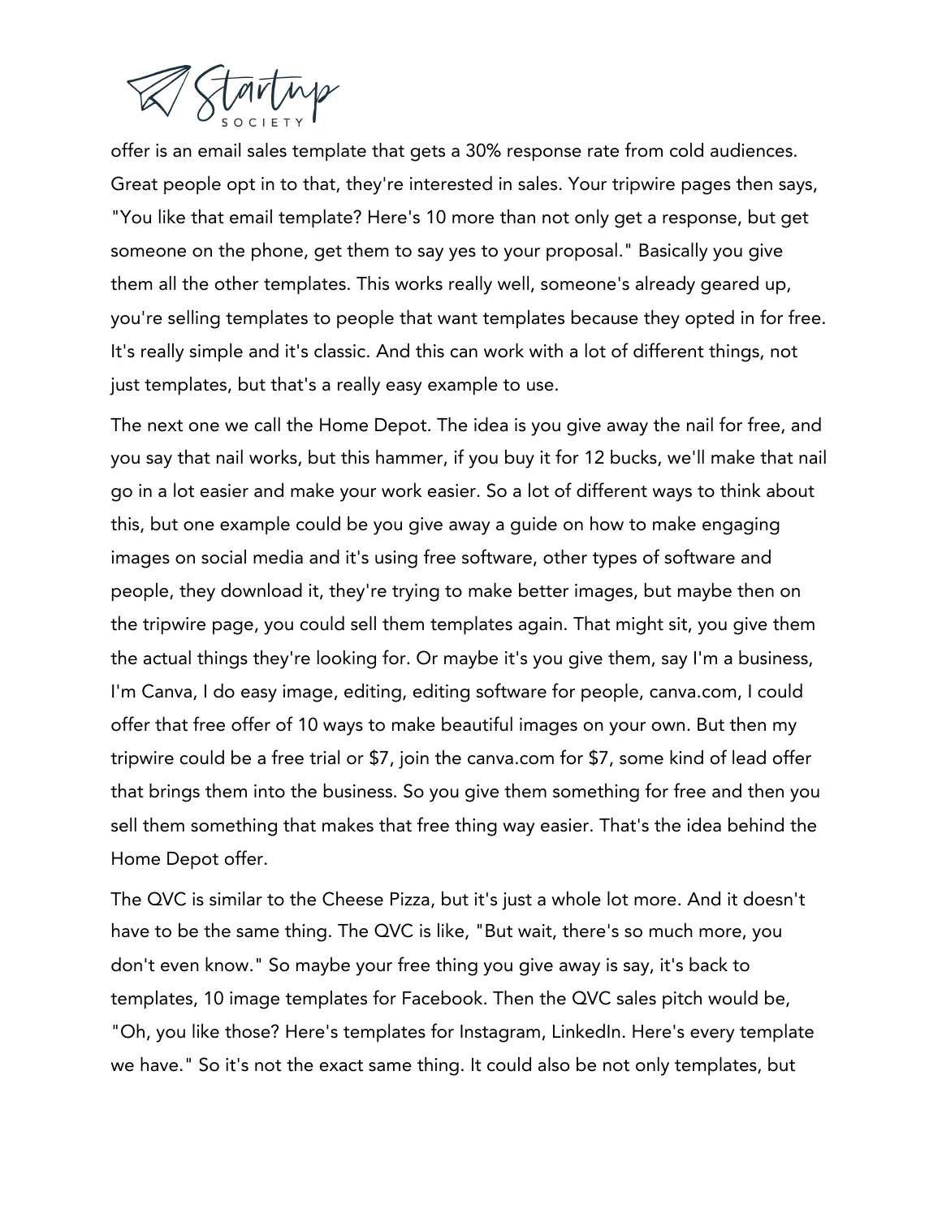offer is an email sales template that gets a 30% response rate from cold audiences. Great people opt in to that, they're interested in sales. Your tripwire pages then says, "You like that email template? Here's 10 more than not only get a response, but get someone on the phone, get them to say yes to your proposal." Basically you give them all the other templates. This works really well, someone's already geared up, you're selling templates to people that want templates because they opted in for free. It's really simple and it's classic. And this can work with a lot of different things, not just templates, but that's a really easy example to use.

The next one we call the Home Depot. The idea is you give away the nail for free, and you say that nail works, but this hammer, if you buy it for 12 bucks, we'll make that nail go in a lot easier and make your work easier. So a lot of different ways to think about this, but one example could be you give away a guide on how to make engaging images on social media and it's using free software, other types of software and people, they download it, they're trying to make better images, but maybe then on the tripwire page, you could sell them templates again. That might sit, you give them the actual things they're looking for. Or maybe it's you give them, say I'm a business, I'm Canva, I do easy image, editing, editing software for people, canva.com, I could offer that free offer of 10 ways to make beautiful images on your own. But then my tripwire could be a free trial or $7, join the canva.com for $7, some kind of lead offer that brings them into the business. So you give them something for free and then you sell them something that makes that free thing way easier. That's the idea behind the Home Depot offer.

The QVC is similar to the Cheese Pizza, but it's just a whole lot more. And it doesn't have to be the same thing. The QVC is like, "But wait, there's so much more, you don't even know." So maybe your free thing you give away is say, it's back to templates, 10 image templates for Facebook. Then the QVC sales pitch would be, "Oh, you like those? Here's templates for Instagram, LinkedIn. Here's every template we have." So it's not the exact same thing. It could also be not only templates, but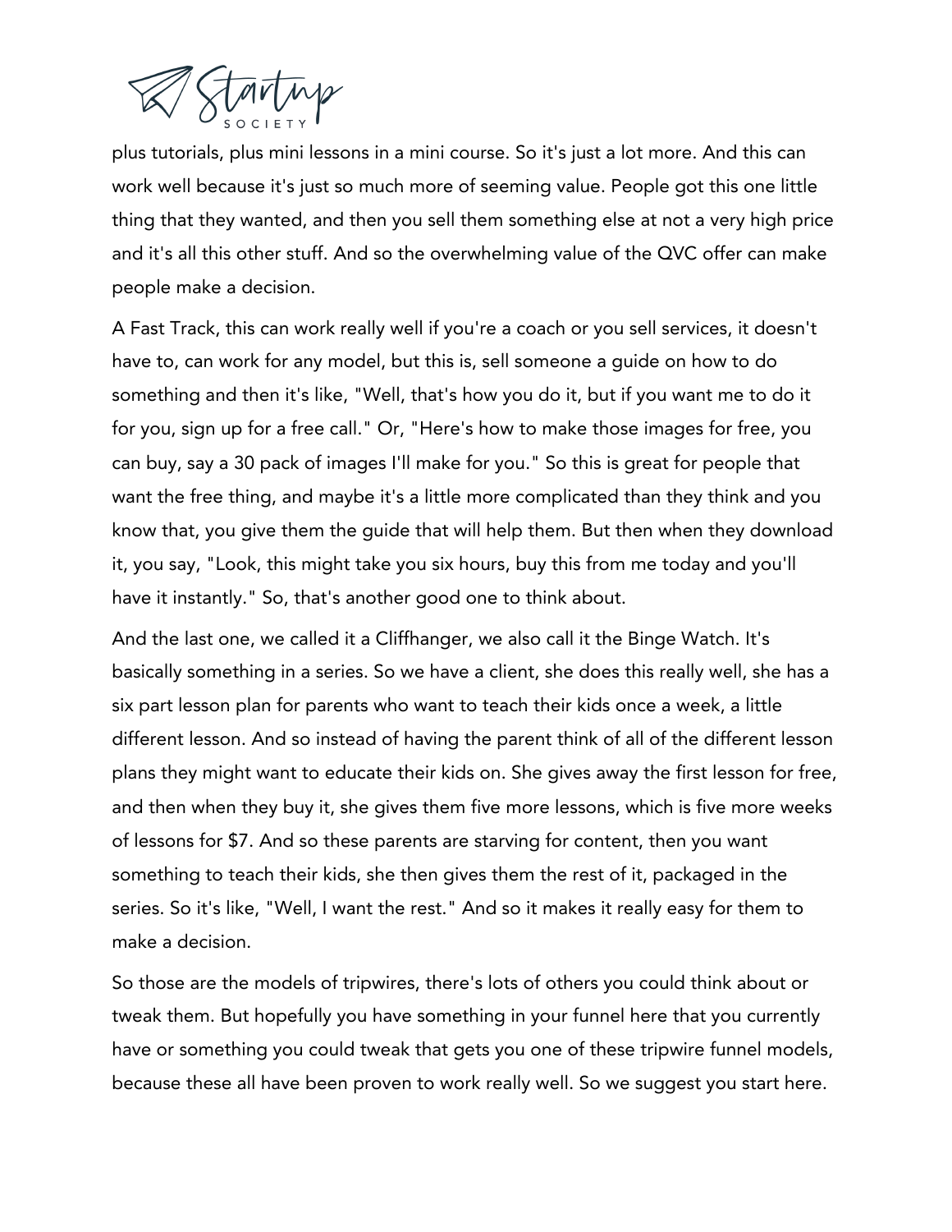plus tutorials, plus mini lessons in a mini course. So it's just a lot more. And this can work well because it's just so much more of seeming value. People got this one little thing that they wanted, and then you sell them something else at not a very high price and it's all this other stuff. And so the overwhelming value of the QVC offer can make people make a decision.

A Fast Track, this can work really well if you're a coach or you sell services, it doesn't have to, can work for any model, but this is, sell someone a guide on how to do something and then it's like, "Well, that's how you do it, but if you want me to do it for you, sign up for a free call." Or, "Here's how to make those images for free, you can buy, say a 30 pack of images I'll make for you." So this is great for people that want the free thing, and maybe it's a little more complicated than they think and you know that, you give them the guide that will help them. But then when they download it, you say, "Look, this might take you six hours, buy this from me today and you'll have it instantly." So, that's another good one to think about.

And the last one, we called it a Cliffhanger, we also call it the Binge Watch. It's basically something in a series. So we have a client, she does this really well, she has a six part lesson plan for parents who want to teach their kids once a week, a little different lesson. And so instead of having the parent think of all of the different lesson plans they might want to educate their kids on. She gives away the first lesson for free, and then when they buy it, she gives them five more lessons, which is five more weeks of lessons for $7. And so these parents are starving for content, then you want something to teach their kids, she then gives them the rest of it, packaged in the series. So it's like, "Well, I want the rest." And so it makes it really easy for them to make a decision.

So those are the models of tripwires, there's lots of others you could think about or tweak them. But hopefully you have something in your funnel here that you currently have or something you could tweak that gets you one of these tripwire funnel models, because these all have been proven to work really well. So we suggest you start here.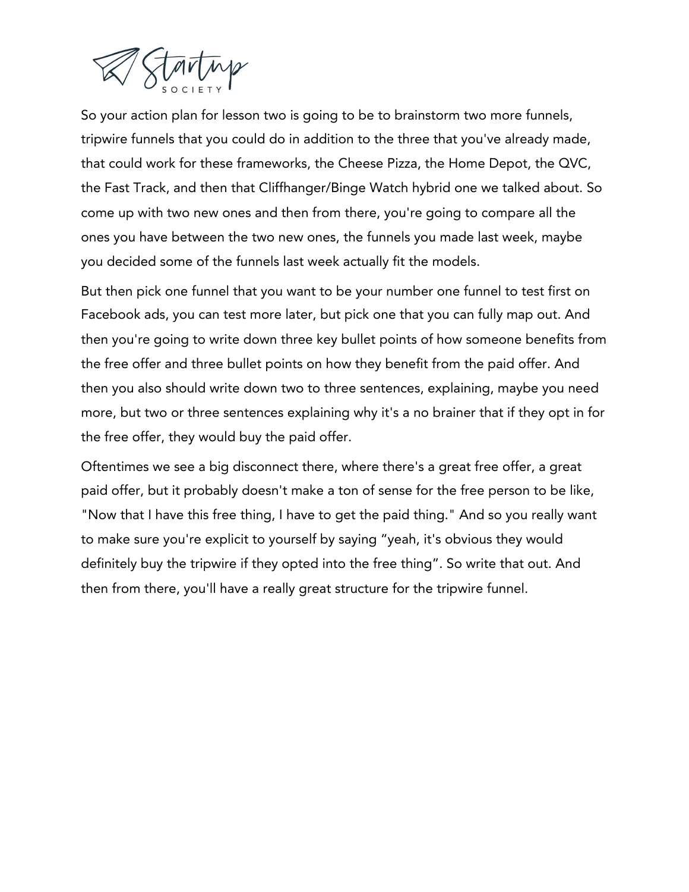So your action plan for lesson two is going to be to brainstorm two more funnels, tripwire funnels that you could do in addition to the three that you've already made, that could work for these frameworks, the Cheese Pizza, the Home Depot, the QVC, the Fast Track, and then that Cliffhanger/Binge Watch hybrid one we talked about. So come up with two new ones and then from there, you're going to compare all the ones you have between the two new ones, the funnels you made last week, maybe you decided some of the funnels last week actually fit the models.

But then pick one funnel that you want to be your number one funnel to test first on Facebook ads, you can test more later, but pick one that you can fully map out. And then you're going to write down three key bullet points of how someone benefits from the free offer and three bullet points on how they benefit from the paid offer. And then you also should write down two to three sentences, explaining, maybe you need more, but two or three sentences explaining why it's a no brainer that if they opt in for the free offer, they would buy the paid offer.

Oftentimes we see a big disconnect there, where there's a great free offer, a great paid offer, but it probably doesn't make a ton of sense for the free person to be like, "Now that I have this free thing, I have to get the paid thing." And so you really want to make sure you're explicit to yourself by saying "yeah, it's obvious they would definitely buy the tripwire if they opted into the free thing". So write that out. And then from there, you'll have a really great structure for the tripwire funnel.